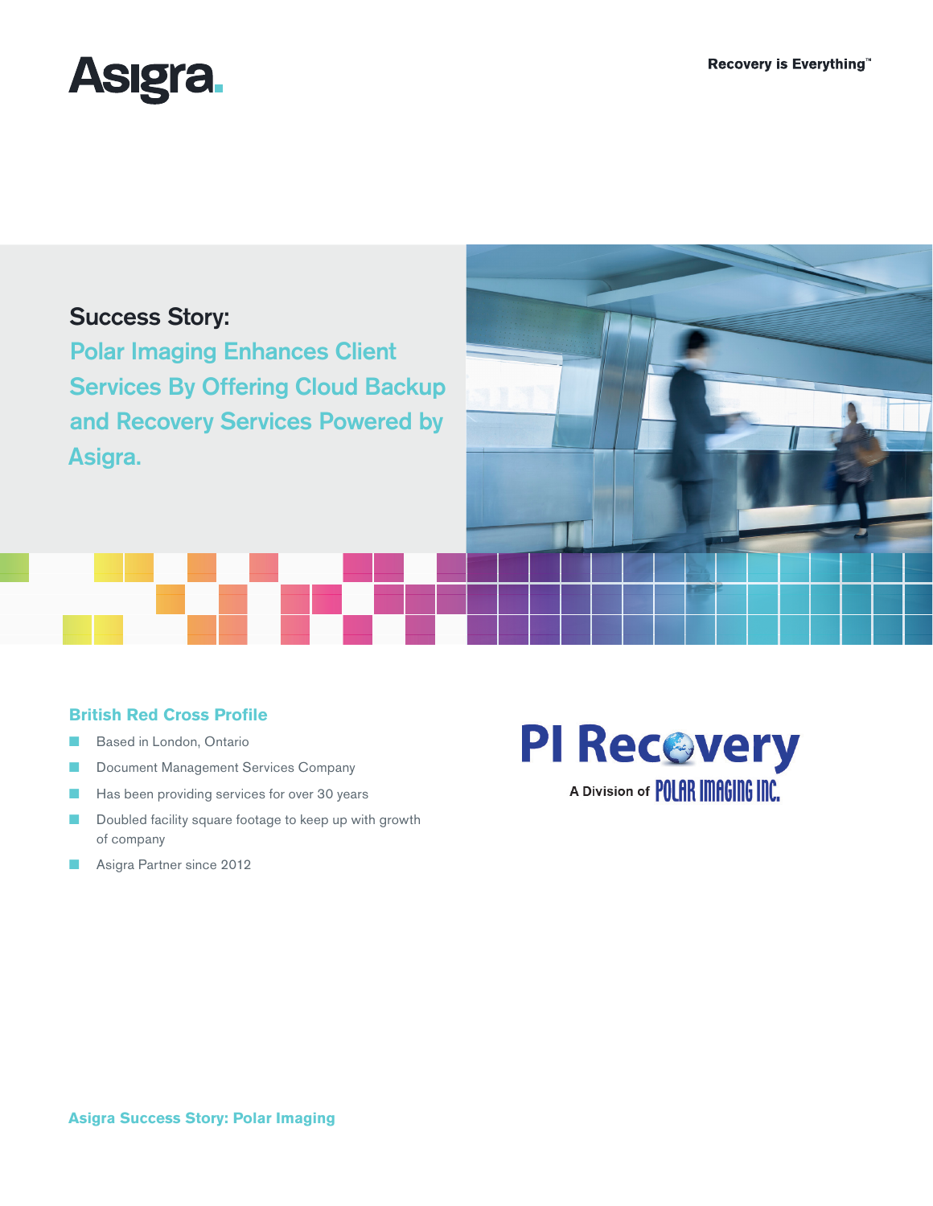Asigra.

Recovery is Everything™

# Success Story: Polar Imaging Enhances Client Services By Offering Cloud Backup and Recovery Services Powered by Asigra.

## British Red Cross Profile

- Based in London, Ontario
- Document Management Services Company
- Has been providing services for over 30 years
- Doubled facility square footage to keep up with growth of company
- Asigra Partner since 2012

PI Recovery

A Division of POLAR IMAGING INC.

Asigra Success Story: Polar Imaging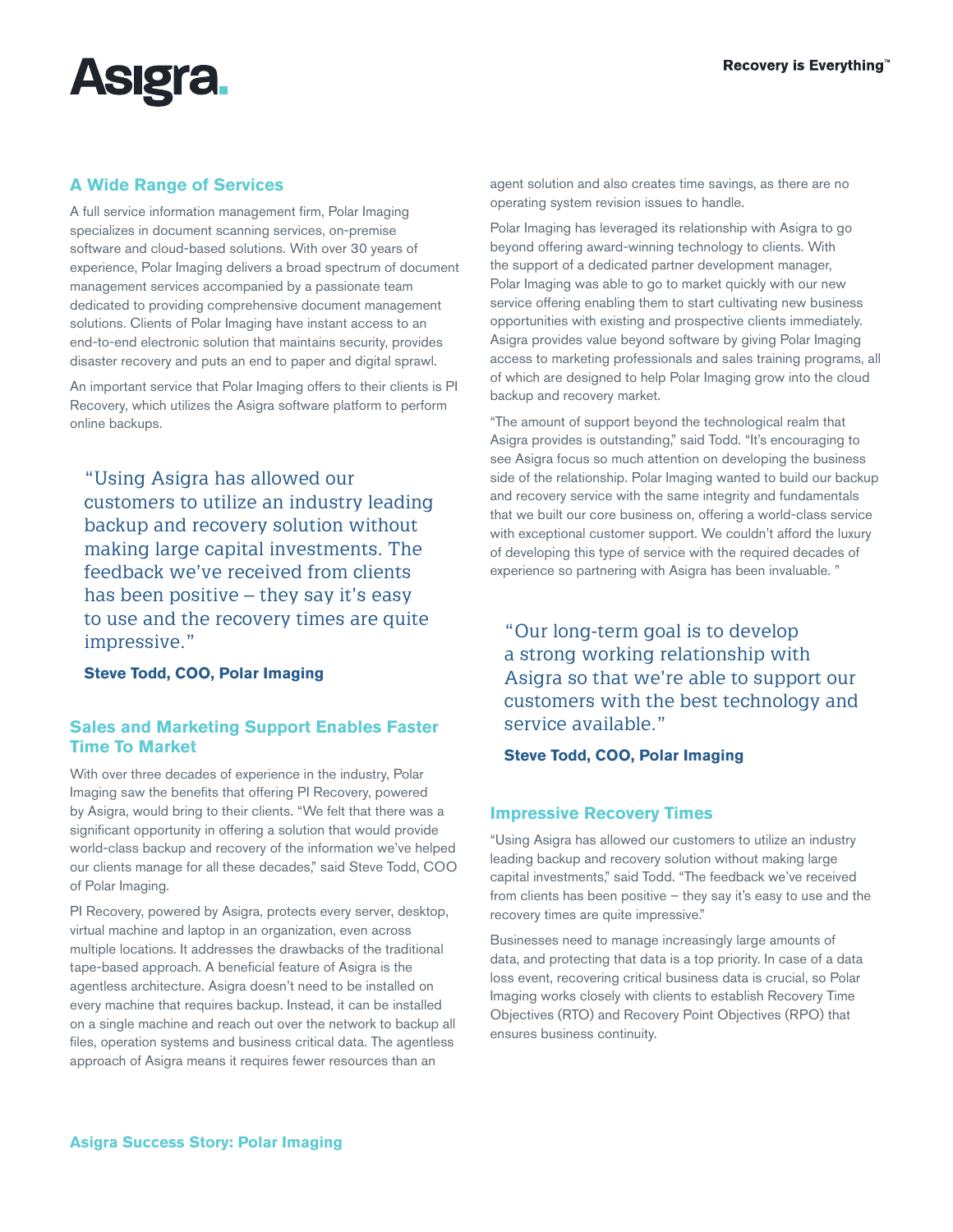## A Wide Range of Services

A full service information management firm, Polar Imaging specializes in document scanning services, on-premise software and cloud-based solutions. With over 30 years of experience, Polar Imaging delivers a broad spectrum of document management services accompanied by a passionate team dedicated to providing comprehensive document management solutions. Clients of Polar Imaging have instant access to an end-to-end electronic solution that maintains security, provides disaster recovery and puts an end to paper and digital sprawl.

An important service that Polar Imaging offers to their clients is PI Recovery, which utilizes the Asigra software platform to perform online backups.

> "Using Asigra has allowed our customers to utilize an industry leading backup and recovery solution without making large capital investments. The feedback we've received from clients has been positive – they say it's easy to use and the recovery times are quite impressive."
>
> **Steve Todd, COO, Polar Imaging**

## Sales and Marketing Support Enables Faster Time To Market

With over three decades of experience in the industry, Polar Imaging saw the benefits that offering PI Recovery, powered by Asigra, would bring to their clients. "We felt that there was a significant opportunity in offering a solution that would provide world-class backup and recovery of the information we've helped our clients manage for all these decades," said Steve Todd, COO of Polar Imaging.

PI Recovery, powered by Asigra, protects every server, desktop, virtual machine and laptop in an organization, even across multiple locations. It addresses the drawbacks of the traditional tape-based approach. A beneficial feature of Asigra is the agentless architecture. Asigra doesn't need to be installed on every machine that requires backup. Instead, it can be installed on a single machine and reach out over the network to backup all files, operation systems and business critical data. The agentless approach of Asigra means it requires fewer resources than an agent solution and also creates time savings, as there are no operating system revision issues to handle.

Polar Imaging has leveraged its relationship with Asigra to go beyond offering award-winning technology to clients. With the support of a dedicated partner development manager, Polar Imaging was able to go to market quickly with our new service offering enabling them to start cultivating new business opportunities with existing and prospective clients immediately. Asigra provides value beyond software by giving Polar Imaging access to marketing professionals and sales training programs, all of which are designed to help Polar Imaging grow into the cloud backup and recovery market.

"The amount of support beyond the technological realm that Asigra provides is outstanding," said Todd. "It's encouraging to see Asigra focus so much attention on developing the business side of the relationship. Polar Imaging wanted to build our backup and recovery service with the same integrity and fundamentals that we built our core business on, offering a world-class service with exceptional customer support. We couldn't afford the luxury of developing this type of service with the required decades of experience so partnering with Asigra has been invaluable. "

> "Our long-term goal is to develop a strong working relationship with Asigra so that we're able to support our customers with the best technology and service available."
>
> **Steve Todd, COO, Polar Imaging**

## Impressive Recovery Times

"Using Asigra has allowed our customers to utilize an industry leading backup and recovery solution without making large capital investments," said Todd. "The feedback we've received from clients has been positive – they say it's easy to use and the recovery times are quite impressive."

Businesses need to manage increasingly large amounts of data, and protecting that data is a top priority. In case of a data loss event, recovering critical business data is crucial, so Polar Imaging works closely with clients to establish Recovery Time Objectives (RTO) and Recovery Point Objectives (RPO) that ensures business continuity.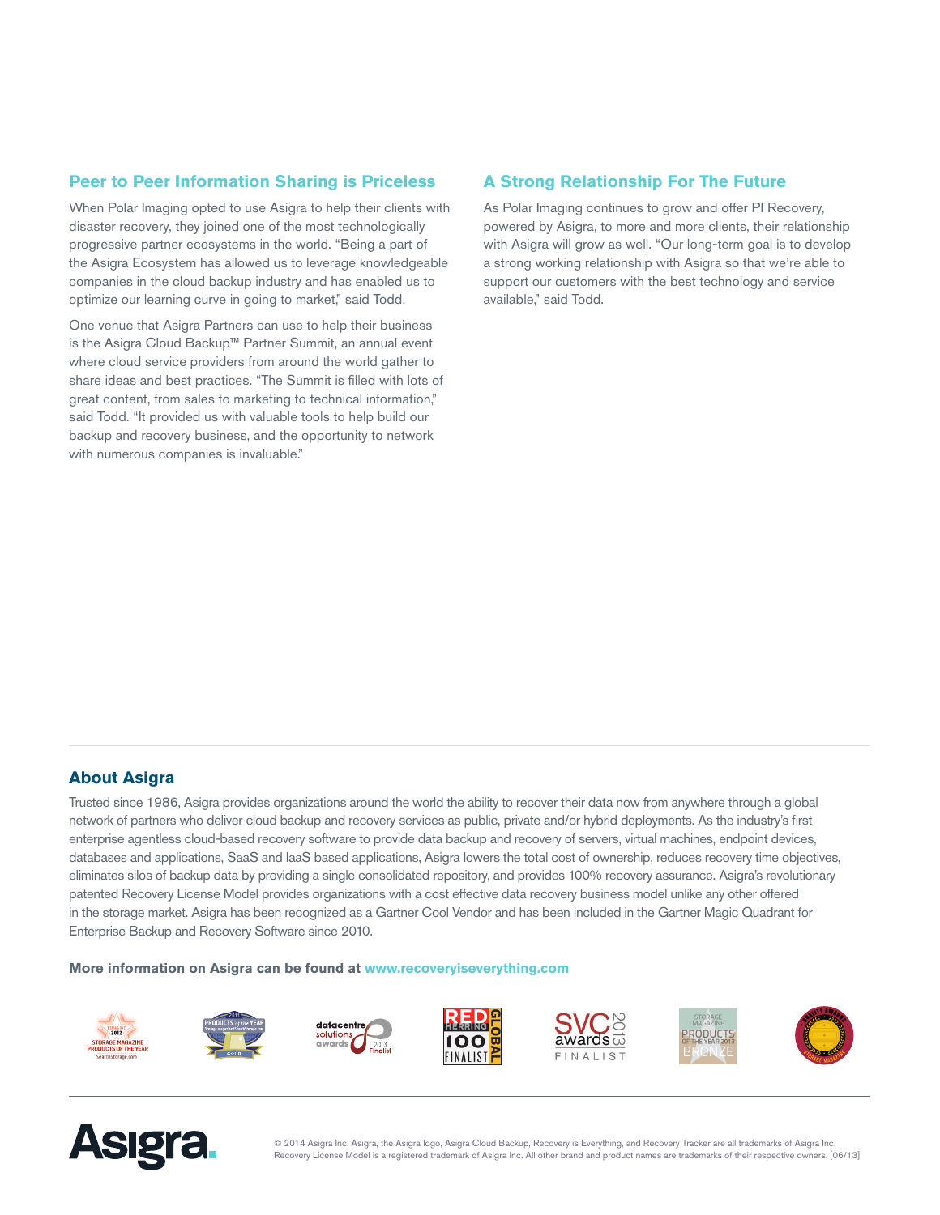## Peer to Peer Information Sharing is Priceless

When Polar Imaging opted to use Asigra to help their clients with disaster recovery, they joined one of the most technologically progressive partner ecosystems in the world. "Being a part of the Asigra Ecosystem has allowed us to leverage knowledgeable companies in the cloud backup industry and has enabled us to optimize our learning curve in going to market," said Todd.

One venue that Asigra Partners can use to help their business is the Asigra Cloud Backup™ Partner Summit, an annual event where cloud service providers from around the world gather to share ideas and best practices. "The Summit is filled with lots of great content, from sales to marketing to technical information," said Todd. "It provided us with valuable tools to help build our backup and recovery business, and the opportunity to network with numerous companies is invaluable."

## A Strong Relationship For The Future

As Polar Imaging continues to grow and offer PI Recovery, powered by Asigra, to more and more clients, their relationship with Asigra will grow as well. "Our long-term goal is to develop a strong working relationship with Asigra so that we're able to support our customers with the best technology and service available," said Todd.

## About Asigra

Trusted since 1986, Asigra provides organizations around the world the ability to recover their data now from anywhere through a global network of partners who deliver cloud backup and recovery services as public, private and/or hybrid deployments. As the industry's first enterprise agentless cloud-based recovery software to provide data backup and recovery of servers, virtual machines, endpoint devices, databases and applications, SaaS and IaaS based applications, Asigra lowers the total cost of ownership, reduces recovery time objectives, eliminates silos of backup data by providing a single consolidated repository, and provides 100% recovery assurance. Asigra's revolutionary patented Recovery License Model provides organizations with a cost effective data recovery business model unlike any other offered in the storage market. Asigra has been recognized as a Gartner Cool Vendor and has been included in the Gartner Magic Quadrant for Enterprise Backup and Recovery Software since 2010.

**More information on Asigra can be found at www.recoveryiseverything.com**

Asigra.

© 2014 Asigra Inc. Asigra, the Asigra logo, Asigra Cloud Backup, Recovery is Everything, and Recovery Tracker are all trademarks of Asigra Inc. Recovery License Model is a registered trademark of Asigra Inc. All other brand and product names are trademarks of their respective owners. [06/13]